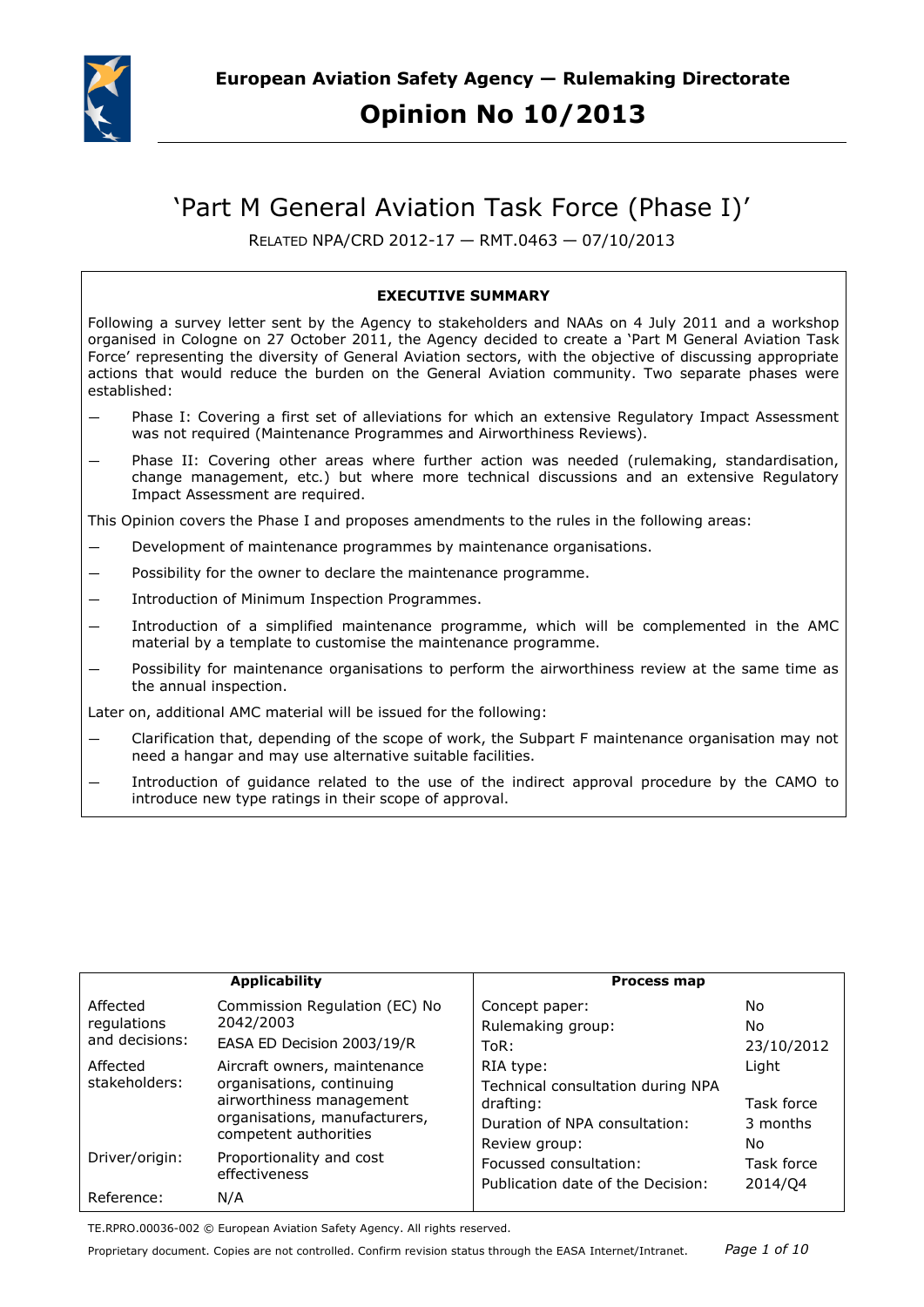**European Aviation Safety Agency — Rulemaking Directorate**

# Opinion No 10/2013

## 'Part M General Aviation Task Force (Phase I)'

RELATED NPA/CRD 2012-17 — RMT.0463 — 07/10/2013

**EXECUTIVE SUMMARY**

Following a survey letter sent by the Agency to stakeholders and NAAs on 4 July 2011 and a workshop organised in Cologne on 27 October 2011, the Agency decided to create a 'Part M General Aviation Task Force' representing the diversity of General Aviation sectors, with the objective of discussing appropriate actions that would reduce the burden on the General Aviation community. Two separate phases were established:

— Phase I: Covering a first set of alleviations for which an extensive Regulatory Impact Assessment was not required (Maintenance Programmes and Airworthiness Reviews).

— Phase II: Covering other areas where further action was needed (rulemaking, standardisation, change management, etc.) but where more technical discussions and an extensive Regulatory Impact Assessment are required.

This Opinion covers the Phase I and proposes amendments to the rules in the following areas:

— Development of maintenance programmes by maintenance organisations.

— Possibility for the owner to declare the maintenance programme.

— Introduction of Minimum Inspection Programmes.

— Introduction of a simplified maintenance programme, which will be complemented in the AMC material by a template to customise the maintenance programme.

— Possibility for maintenance organisations to perform the airworthiness review at the same time as the annual inspection.

Later on, additional AMC material will be issued for the following:

— Clarification that, depending of the scope of work, the Subpart F maintenance organisation may not need a hangar and may use alternative suitable facilities.

— Introduction of guidance related to the use of the indirect approval procedure by the CAMO to introduce new type ratings in their scope of approval.

| **Applicability** | | **Process map** | |
|---|---|---|---|
| Affected regulations and decisions: | Commission Regulation (EC) No 2042/2003<br>EASA ED Decision 2003/19/R | Concept paper: | No |
| | | Rulemaking group: | No |
| | | ToR: | 23/10/2012 |
| Affected stakeholders: | Aircraft owners, maintenance organisations, continuing airworthiness management organisations, manufacturers, competent authorities | RIA type: | Light |
| | | Technical consultation during NPA drafting: | Task force |
| | | Duration of NPA consultation: | 3 months |
| Driver/origin: | Proportionality and cost effectiveness | Review group: | No |
| | | Focussed consultation: | Task force |
| Reference: | N/A | Publication date of the Decision: | 2014/Q4 |

TE.RPRO.00036-002 © European Aviation Safety Agency. All rights reserved.

Proprietary document. Copies are not controlled. Confirm revision status through the EASA Internet/Intranet.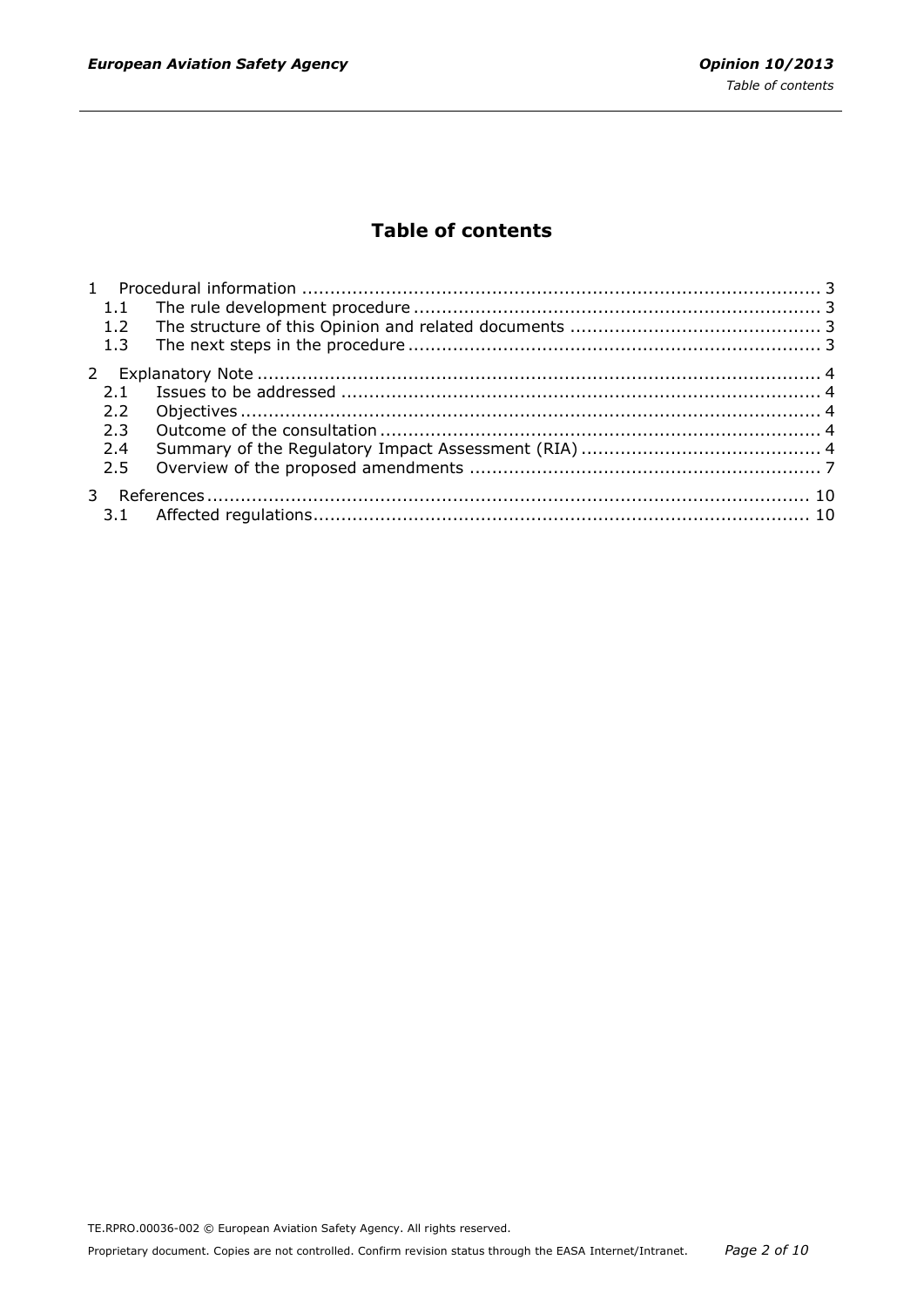# Table of contents

1 Procedural information ........................................................................................... 3
 1.1 The rule development procedure ........................................................................ 3
 1.2 The structure of this Opinion and related documents ............................................ 3
 1.3 The next steps in the procedure .......................................................................... 3

2 Explanatory Note .................................................................................................... 4
 2.1 Issues to be addressed ...................................................................................... 4
 2.2 Objectives ........................................................................................................ 4
 2.3 Outcome of the consultation .............................................................................. 4
 2.4 Summary of the Regulatory Impact Assessment (RIA) ........................................... 4
 2.5 Overview of the proposed amendments ............................................................... 7

3 References ........................................................................................................... 10
 3.1 Affected regulations ........................................................................................ 10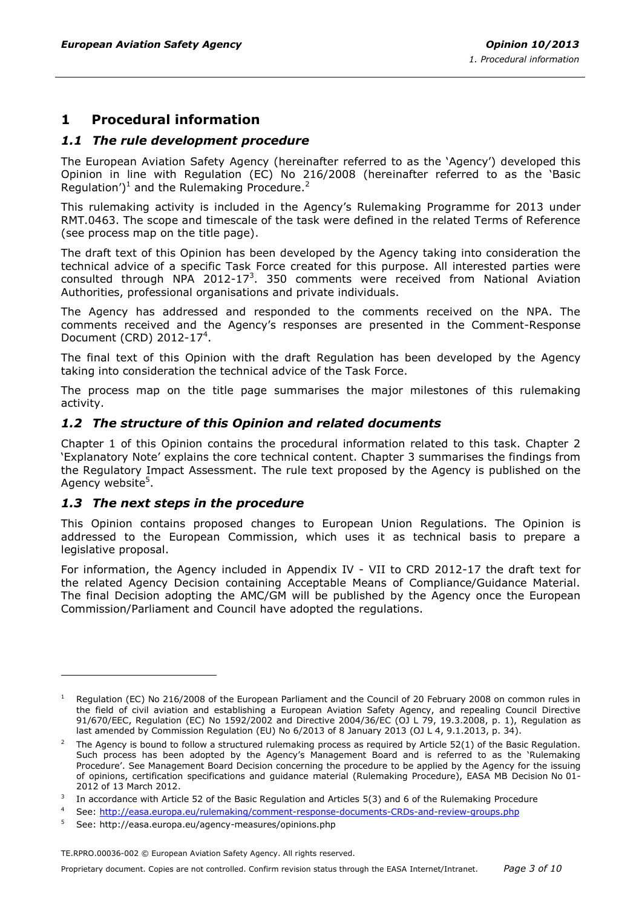# 1 Procedural information

## *1.1 The rule development procedure*

The European Aviation Safety Agency (hereinafter referred to as the 'Agency') developed this Opinion in line with Regulation (EC) No 216/2008 (hereinafter referred to as the 'Basic Regulation')[1] and the Rulemaking Procedure.[2]

This rulemaking activity is included in the Agency's Rulemaking Programme for 2013 under RMT.0463. The scope and timescale of the task were defined in the related Terms of Reference (see process map on the title page).

The draft text of this Opinion has been developed by the Agency taking into consideration the technical advice of a specific Task Force created for this purpose. All interested parties were consulted through NPA 2012-17[3]. 350 comments were received from National Aviation Authorities, professional organisations and private individuals.

The Agency has addressed and responded to the comments received on the NPA. The comments received and the Agency's responses are presented in the Comment-Response Document (CRD) 2012-17[4].

The final text of this Opinion with the draft Regulation has been developed by the Agency taking into consideration the technical advice of the Task Force.

The process map on the title page summarises the major milestones of this rulemaking activity.

## *1.2 The structure of this Opinion and related documents*

Chapter 1 of this Opinion contains the procedural information related to this task. Chapter 2 'Explanatory Note' explains the core technical content. Chapter 3 summarises the findings from the Regulatory Impact Assessment. The rule text proposed by the Agency is published on the Agency website[5].

## *1.3 The next steps in the procedure*

This Opinion contains proposed changes to European Union Regulations. The Opinion is addressed to the European Commission, which uses it as technical basis to prepare a legislative proposal.

For information, the Agency included in Appendix IV - VII to CRD 2012-17 the draft text for the related Agency Decision containing Acceptable Means of Compliance/Guidance Material. The final Decision adopting the AMC/GM will be published by the Agency once the European Commission/Parliament and Council have adopted the regulations.

---

[1] Regulation (EC) No 216/2008 of the European Parliament and the Council of 20 February 2008 on common rules in the field of civil aviation and establishing a European Aviation Safety Agency, and repealing Council Directive 91/670/EEC, Regulation (EC) No 1592/2002 and Directive 2004/36/EC (OJ L 79, 19.3.2008, p. 1), Regulation as last amended by Commission Regulation (EU) No 6/2013 of 8 January 2013 (OJ L 4, 9.1.2013, p. 34).

[2] The Agency is bound to follow a structured rulemaking process as required by Article 52(1) of the Basic Regulation. Such process has been adopted by the Agency's Management Board and is referred to as the 'Rulemaking Procedure'. See Management Board Decision concerning the procedure to be applied by the Agency for the issuing of opinions, certification specifications and guidance material (Rulemaking Procedure), EASA MB Decision No 01-2012 of 13 March 2012.

[3] In accordance with Article 52 of the Basic Regulation and Articles 5(3) and 6 of the Rulemaking Procedure

[4] See: http://easa.europa.eu/rulemaking/comment-response-documents-CRDs-and-review-groups.php

[5] See: http://easa.europa.eu/agency-measures/opinions.php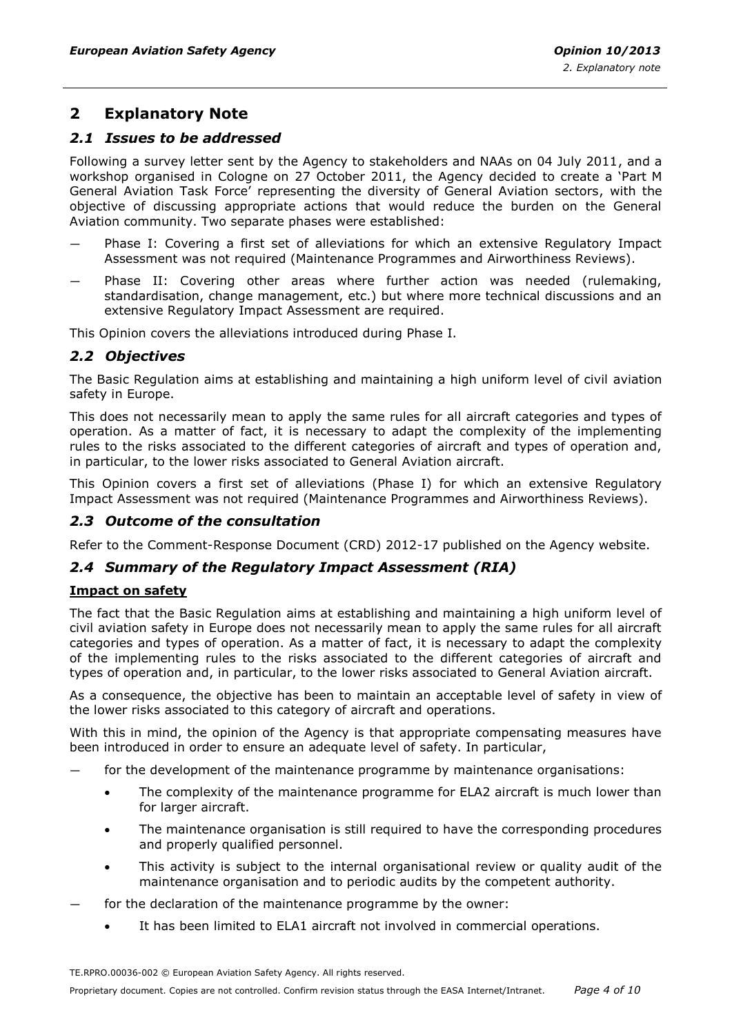## 2 Explanatory Note

### *2.1 Issues to be addressed*

Following a survey letter sent by the Agency to stakeholders and NAAs on 04 July 2011, and a workshop organised in Cologne on 27 October 2011, the Agency decided to create a 'Part M General Aviation Task Force' representing the diversity of General Aviation sectors, with the objective of discussing appropriate actions that would reduce the burden on the General Aviation community. Two separate phases were established:

— Phase I: Covering a first set of alleviations for which an extensive Regulatory Impact Assessment was not required (Maintenance Programmes and Airworthiness Reviews).

— Phase II: Covering other areas where further action was needed (rulemaking, standardisation, change management, etc.) but where more technical discussions and an extensive Regulatory Impact Assessment are required.

This Opinion covers the alleviations introduced during Phase I.

### *2.2 Objectives*

The Basic Regulation aims at establishing and maintaining a high uniform level of civil aviation safety in Europe.

This does not necessarily mean to apply the same rules for all aircraft categories and types of operation. As a matter of fact, it is necessary to adapt the complexity of the implementing rules to the risks associated to the different categories of aircraft and types of operation and, in particular, to the lower risks associated to General Aviation aircraft.

This Opinion covers a first set of alleviations (Phase I) for which an extensive Regulatory Impact Assessment was not required (Maintenance Programmes and Airworthiness Reviews).

### *2.3 Outcome of the consultation*

Refer to the Comment-Response Document (CRD) 2012-17 published on the Agency website.

### *2.4 Summary of the Regulatory Impact Assessment (RIA)*

**Impact on safety**

The fact that the Basic Regulation aims at establishing and maintaining a high uniform level of civil aviation safety in Europe does not necessarily mean to apply the same rules for all aircraft categories and types of operation. As a matter of fact, it is necessary to adapt the complexity of the implementing rules to the risks associated to the different categories of aircraft and types of operation and, in particular, to the lower risks associated to General Aviation aircraft.

As a consequence, the objective has been to maintain an acceptable level of safety in view of the lower risks associated to this category of aircraft and operations.

With this in mind, the opinion of the Agency is that appropriate compensating measures have been introduced in order to ensure an adequate level of safety. In particular,

— for the development of the maintenance programme by maintenance organisations:
  - The complexity of the maintenance programme for ELA2 aircraft is much lower than for larger aircraft.
  - The maintenance organisation is still required to have the corresponding procedures and properly qualified personnel.
  - This activity is subject to the internal organisational review or quality audit of the maintenance organisation and to periodic audits by the competent authority.

— for the declaration of the maintenance programme by the owner:
  - It has been limited to ELA1 aircraft not involved in commercial operations.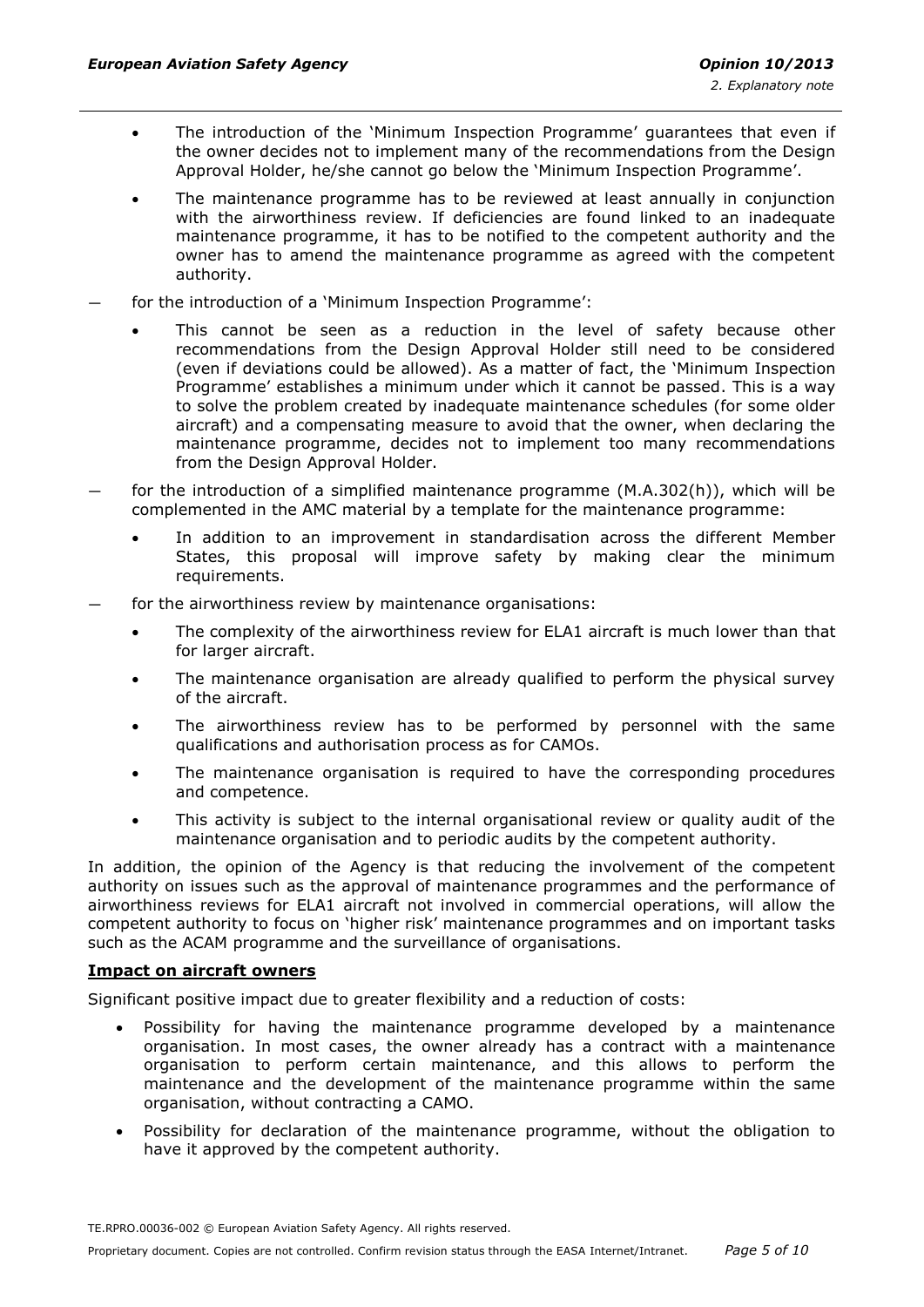- The introduction of the 'Minimum Inspection Programme' guarantees that even if the owner decides not to implement many of the recommendations from the Design Approval Holder, he/she cannot go below the 'Minimum Inspection Programme'.
- The maintenance programme has to be reviewed at least annually in conjunction with the airworthiness review. If deficiencies are found linked to an inadequate maintenance programme, it has to be notified to the competent authority and the owner has to amend the maintenance programme as agreed with the competent authority.

— for the introduction of a 'Minimum Inspection Programme':

- This cannot be seen as a reduction in the level of safety because other recommendations from the Design Approval Holder still need to be considered (even if deviations could be allowed). As a matter of fact, the 'Minimum Inspection Programme' establishes a minimum under which it cannot be passed. This is a way to solve the problem created by inadequate maintenance schedules (for some older aircraft) and a compensating measure to avoid that the owner, when declaring the maintenance programme, decides not to implement too many recommendations from the Design Approval Holder.

— for the introduction of a simplified maintenance programme (M.A.302(h)), which will be complemented in the AMC material by a template for the maintenance programme:

- In addition to an improvement in standardisation across the different Member States, this proposal will improve safety by making clear the minimum requirements.

— for the airworthiness review by maintenance organisations:

- The complexity of the airworthiness review for ELA1 aircraft is much lower than that for larger aircraft.
- The maintenance organisation are already qualified to perform the physical survey of the aircraft.
- The airworthiness review has to be performed by personnel with the same qualifications and authorisation process as for CAMOs.
- The maintenance organisation is required to have the corresponding procedures and competence.
- This activity is subject to the internal organisational review or quality audit of the maintenance organisation and to periodic audits by the competent authority.

In addition, the opinion of the Agency is that reducing the involvement of the competent authority on issues such as the approval of maintenance programmes and the performance of airworthiness reviews for ELA1 aircraft not involved in commercial operations, will allow the competent authority to focus on 'higher risk' maintenance programmes and on important tasks such as the ACAM programme and the surveillance of organisations.

**Impact on aircraft owners**

Significant positive impact due to greater flexibility and a reduction of costs:

- Possibility for having the maintenance programme developed by a maintenance organisation. In most cases, the owner already has a contract with a maintenance organisation to perform certain maintenance, and this allows to perform the maintenance and the development of the maintenance programme within the same organisation, without contracting a CAMO.
- Possibility for declaration of the maintenance programme, without the obligation to have it approved by the competent authority.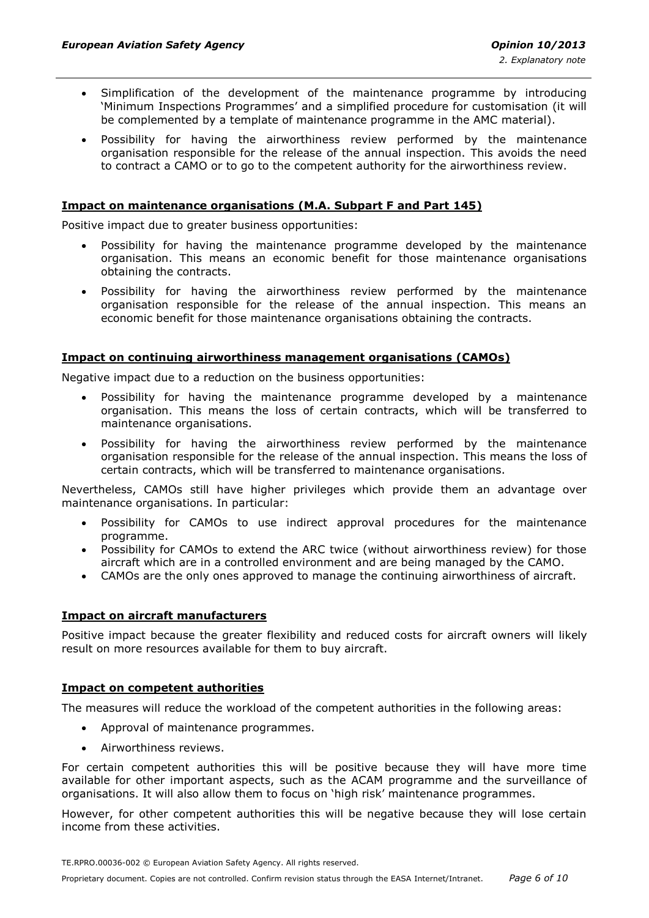- Simplification of the development of the maintenance programme by introducing 'Minimum Inspections Programmes' and a simplified procedure for customisation (it will be complemented by a template of maintenance programme in the AMC material).
- Possibility for having the airworthiness review performed by the maintenance organisation responsible for the release of the annual inspection. This avoids the need to contract a CAMO or to go to the competent authority for the airworthiness review.

**Impact on maintenance organisations (M.A. Subpart F and Part 145)**

Positive impact due to greater business opportunities:

- Possibility for having the maintenance programme developed by the maintenance organisation. This means an economic benefit for those maintenance organisations obtaining the contracts.
- Possibility for having the airworthiness review performed by the maintenance organisation responsible for the release of the annual inspection. This means an economic benefit for those maintenance organisations obtaining the contracts.

**Impact on continuing airworthiness management organisations (CAMOs)**

Negative impact due to a reduction on the business opportunities:

- Possibility for having the maintenance programme developed by a maintenance organisation. This means the loss of certain contracts, which will be transferred to maintenance organisations.
- Possibility for having the airworthiness review performed by the maintenance organisation responsible for the release of the annual inspection. This means the loss of certain contracts, which will be transferred to maintenance organisations.

Nevertheless, CAMOs still have higher privileges which provide them an advantage over maintenance organisations. In particular:

- Possibility for CAMOs to use indirect approval procedures for the maintenance programme.
- Possibility for CAMOs to extend the ARC twice (without airworthiness review) for those aircraft which are in a controlled environment and are being managed by the CAMO.
- CAMOs are the only ones approved to manage the continuing airworthiness of aircraft.

**Impact on aircraft manufacturers**

Positive impact because the greater flexibility and reduced costs for aircraft owners will likely result on more resources available for them to buy aircraft.

**Impact on competent authorities**

The measures will reduce the workload of the competent authorities in the following areas:

- Approval of maintenance programmes.
- Airworthiness reviews.

For certain competent authorities this will be positive because they will have more time available for other important aspects, such as the ACAM programme and the surveillance of organisations. It will also allow them to focus on 'high risk' maintenance programmes.

However, for other competent authorities this will be negative because they will lose certain income from these activities.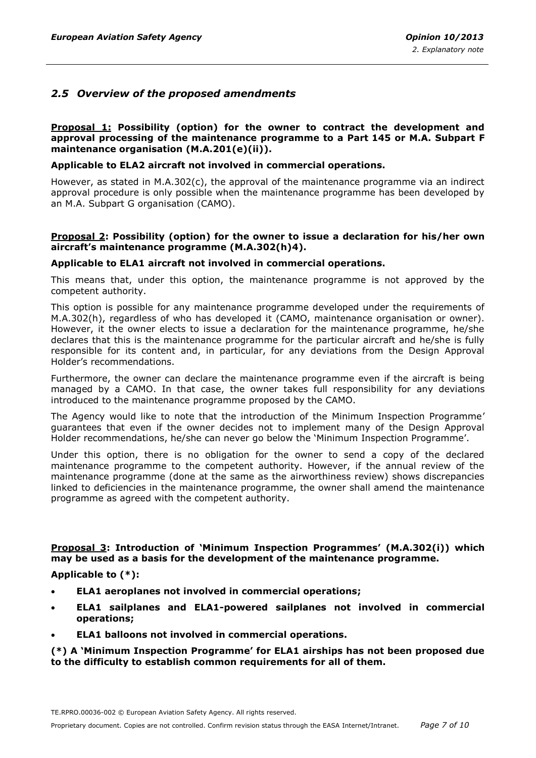## *2.5 Overview of the proposed amendments*

**Proposal 1: Possibility (option) for the owner to contract the development and approval processing of the maintenance programme to a Part 145 or M.A. Subpart F maintenance organisation (M.A.201(e)(ii)).**

**Applicable to ELA2 aircraft not involved in commercial operations.**

However, as stated in M.A.302(c), the approval of the maintenance programme via an indirect approval procedure is only possible when the maintenance programme has been developed by an M.A. Subpart G organisation (CAMO).

**Proposal 2: Possibility (option) for the owner to issue a declaration for his/her own aircraft's maintenance programme (M.A.302(h)4).**

**Applicable to ELA1 aircraft not involved in commercial operations.**

This means that, under this option, the maintenance programme is not approved by the competent authority.

This option is possible for any maintenance programme developed under the requirements of M.A.302(h), regardless of who has developed it (CAMO, maintenance organisation or owner). However, it the owner elects to issue a declaration for the maintenance programme, he/she declares that this is the maintenance programme for the particular aircraft and he/she is fully responsible for its content and, in particular, for any deviations from the Design Approval Holder's recommendations.

Furthermore, the owner can declare the maintenance programme even if the aircraft is being managed by a CAMO. In that case, the owner takes full responsibility for any deviations introduced to the maintenance programme proposed by the CAMO.

The Agency would like to note that the introduction of the Minimum Inspection Programme' guarantees that even if the owner decides not to implement many of the Design Approval Holder recommendations, he/she can never go below the 'Minimum Inspection Programme'.

Under this option, there is no obligation for the owner to send a copy of the declared maintenance programme to the competent authority. However, if the annual review of the maintenance programme (done at the same as the airworthiness review) shows discrepancies linked to deficiencies in the maintenance programme, the owner shall amend the maintenance programme as agreed with the competent authority.

**Proposal 3: Introduction of 'Minimum Inspection Programmes' (M.A.302(i)) which may be used as a basis for the development of the maintenance programme.**

**Applicable to (*):**

- **ELA1 aeroplanes not involved in commercial operations;**
- **ELA1 sailplanes and ELA1-powered sailplanes not involved in commercial operations;**
- **ELA1 balloons not involved in commercial operations.**

**(*) A 'Minimum Inspection Programme' for ELA1 airships has not been proposed due to the difficulty to establish common requirements for all of them.**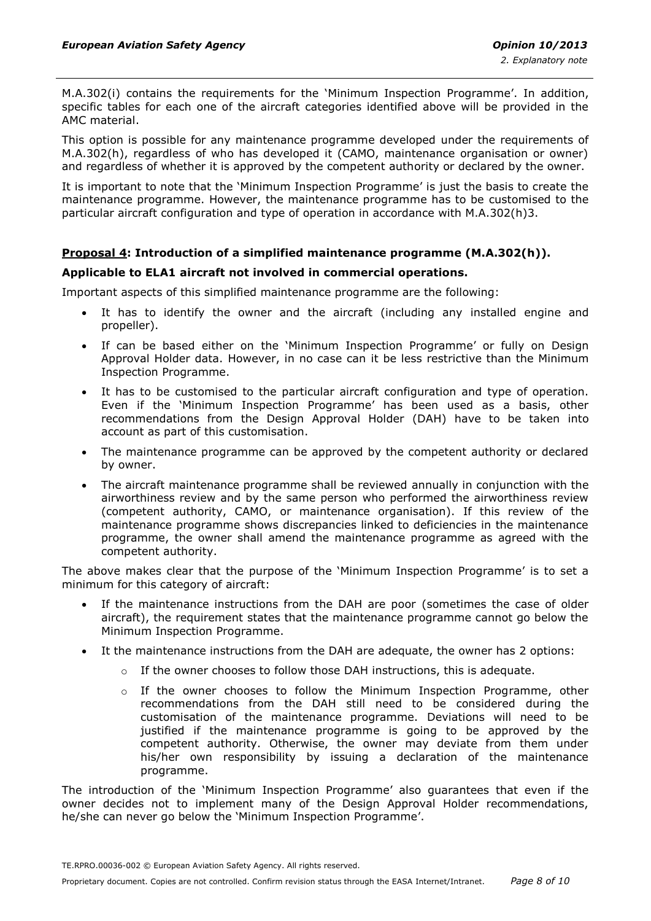M.A.302(i) contains the requirements for the 'Minimum Inspection Programme'. In addition, specific tables for each one of the aircraft categories identified above will be provided in the AMC material.

This option is possible for any maintenance programme developed under the requirements of M.A.302(h), regardless of who has developed it (CAMO, maintenance organisation or owner) and regardless of whether it is approved by the competent authority or declared by the owner.

It is important to note that the 'Minimum Inspection Programme' is just the basis to create the maintenance programme. However, the maintenance programme has to be customised to the particular aircraft configuration and type of operation in accordance with M.A.302(h)3.

**Proposal 4: Introduction of a simplified maintenance programme (M.A.302(h)).**

**Applicable to ELA1 aircraft not involved in commercial operations.**

Important aspects of this simplified maintenance programme are the following:

- It has to identify the owner and the aircraft (including any installed engine and propeller).
- If can be based either on the 'Minimum Inspection Programme' or fully on Design Approval Holder data. However, in no case can it be less restrictive than the Minimum Inspection Programme.
- It has to be customised to the particular aircraft configuration and type of operation. Even if the 'Minimum Inspection Programme' has been used as a basis, other recommendations from the Design Approval Holder (DAH) have to be taken into account as part of this customisation.
- The maintenance programme can be approved by the competent authority or declared by owner.
- The aircraft maintenance programme shall be reviewed annually in conjunction with the airworthiness review and by the same person who performed the airworthiness review (competent authority, CAMO, or maintenance organisation). If this review of the maintenance programme shows discrepancies linked to deficiencies in the maintenance programme, the owner shall amend the maintenance programme as agreed with the competent authority.

The above makes clear that the purpose of the 'Minimum Inspection Programme' is to set a minimum for this category of aircraft:

- If the maintenance instructions from the DAH are poor (sometimes the case of older aircraft), the requirement states that the maintenance programme cannot go below the Minimum Inspection Programme.
- It the maintenance instructions from the DAH are adequate, the owner has 2 options:
  - If the owner chooses to follow those DAH instructions, this is adequate.
  - If the owner chooses to follow the Minimum Inspection Programme, other recommendations from the DAH still need to be considered during the customisation of the maintenance programme. Deviations will need to be justified if the maintenance programme is going to be approved by the competent authority. Otherwise, the owner may deviate from them under his/her own responsibility by issuing a declaration of the maintenance programme.

The introduction of the 'Minimum Inspection Programme' also guarantees that even if the owner decides not to implement many of the Design Approval Holder recommendations, he/she can never go below the 'Minimum Inspection Programme'.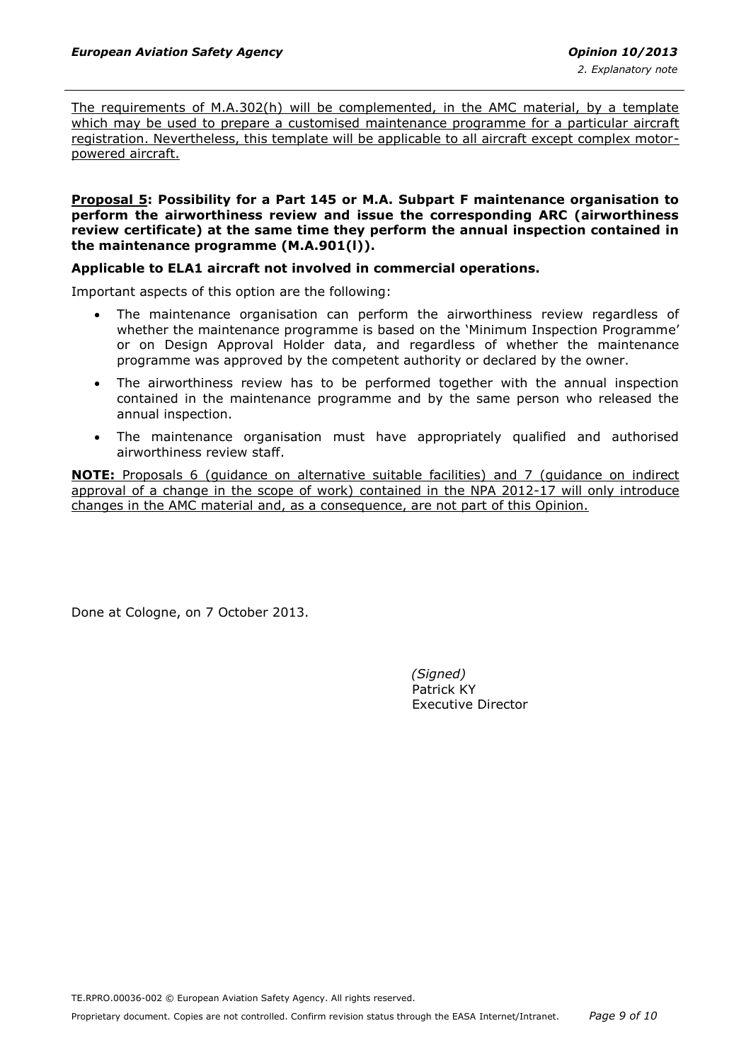The requirements of M.A.302(h) will be complemented, in the AMC material, by a template which may be used to prepare a customised maintenance programme for a particular aircraft registration. Nevertheless, this template will be applicable to all aircraft except complex motor-powered aircraft.

**Proposal 5: Possibility for a Part 145 or M.A. Subpart F maintenance organisation to perform the airworthiness review and issue the corresponding ARC (airworthiness review certificate) at the same time they perform the annual inspection contained in the maintenance programme (M.A.901(l)).**

**Applicable to ELA1 aircraft not involved in commercial operations.**

Important aspects of this option are the following:

- The maintenance organisation can perform the airworthiness review regardless of whether the maintenance programme is based on the 'Minimum Inspection Programme' or on Design Approval Holder data, and regardless of whether the maintenance programme was approved by the competent authority or declared by the owner.
- The airworthiness review has to be performed together with the annual inspection contained in the maintenance programme and by the same person who released the annual inspection.
- The maintenance organisation must have appropriately qualified and authorised airworthiness review staff.

**NOTE:** Proposals 6 (guidance on alternative suitable facilities) and 7 (guidance on indirect approval of a change in the scope of work) contained in the NPA 2012-17 will only introduce changes in the AMC material and, as a consequence, are not part of this Opinion.

Done at Cologne, on 7 October 2013.

*(Signed)*
Patrick KY
Executive Director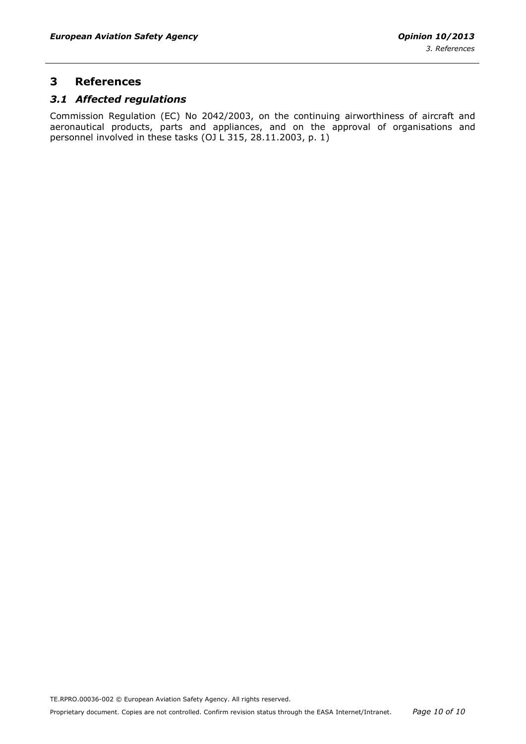# 3 References

## *3.1 Affected regulations*

Commission Regulation (EC) No 2042/2003, on the continuing airworthiness of aircraft and aeronautical products, parts and appliances, and on the approval of organisations and personnel involved in these tasks (OJ L 315, 28.11.2003, p. 1)